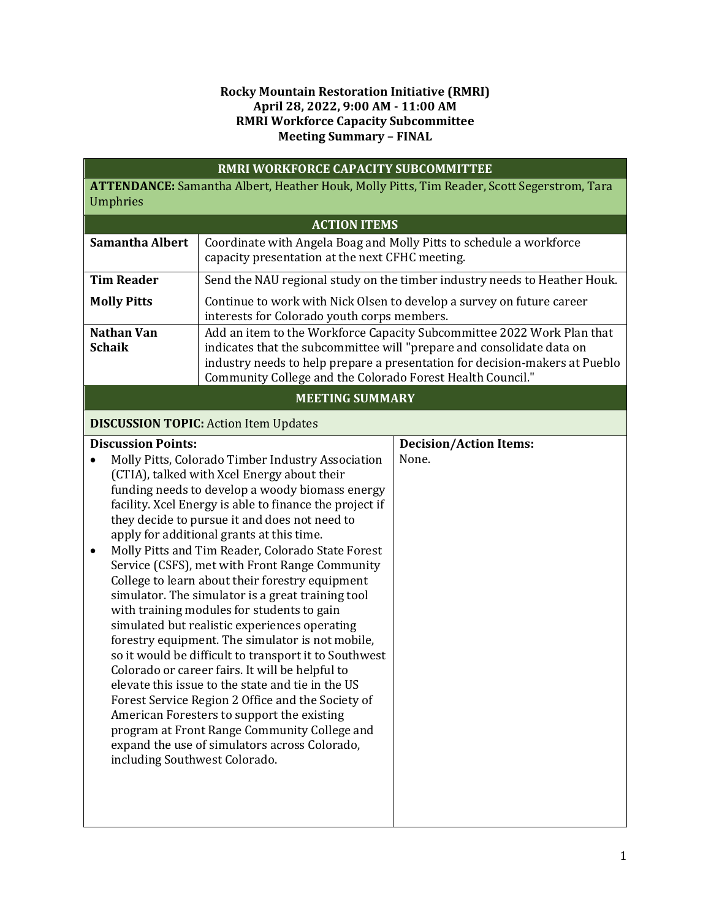**Rocky Mountain Restoration Initiative (RMRI)**
**April 28, 2022, 9:00 AM - 11:00 AM**
**RMRI Workforce Capacity Subcommittee**
**Meeting Summary – FINAL**

## RMRI WORKFORCE CAPACITY SUBCOMMITTEE

**ATTENDANCE:** Samantha Albert, Heather Houk, Molly Pitts, Tim Reader, Scott Segerstrom, Tara Umphries

## ACTION ITEMS

| | |
|---|---|
| **Samantha Albert** | Coordinate with Angela Boag and Molly Pitts to schedule a workforce capacity presentation at the next CFHC meeting. |
| **Tim Reader** | Send the NAU regional study on the timber industry needs to Heather Houk. |
| **Molly Pitts** | Continue to work with Nick Olsen to develop a survey on future career interests for Colorado youth corps members. |
| **Nathan Van Schaik** | Add an item to the Workforce Capacity Subcommittee 2022 Work Plan that indicates that the subcommittee will "prepare and consolidate data on industry needs to help prepare a presentation for decision-makers at Pueblo Community College and the Colorado Forest Health Council." |

## MEETING SUMMARY

**DISCUSSION TOPIC:** Action Item Updates

| Discussion Points: | Decision/Action Items: |
|---|---|
| • Molly Pitts, Colorado Timber Industry Association (CTIA), talked with Xcel Energy about their funding needs to develop a woody biomass energy facility. Xcel Energy is able to finance the project if they decide to pursue it and does not need to apply for additional grants at this time.<br>• Molly Pitts and Tim Reader, Colorado State Forest Service (CSFS), met with Front Range Community College to learn about their forestry equipment simulator. The simulator is a great training tool with training modules for students to gain simulated but realistic experiences operating forestry equipment. The simulator is not mobile, so it would be difficult to transport it to Southwest Colorado or career fairs. It will be helpful to elevate this issue to the state and tie in the US Forest Service Region 2 Office and the Society of American Foresters to support the existing program at Front Range Community College and expand the use of simulators across Colorado, including Southwest Colorado. | None. |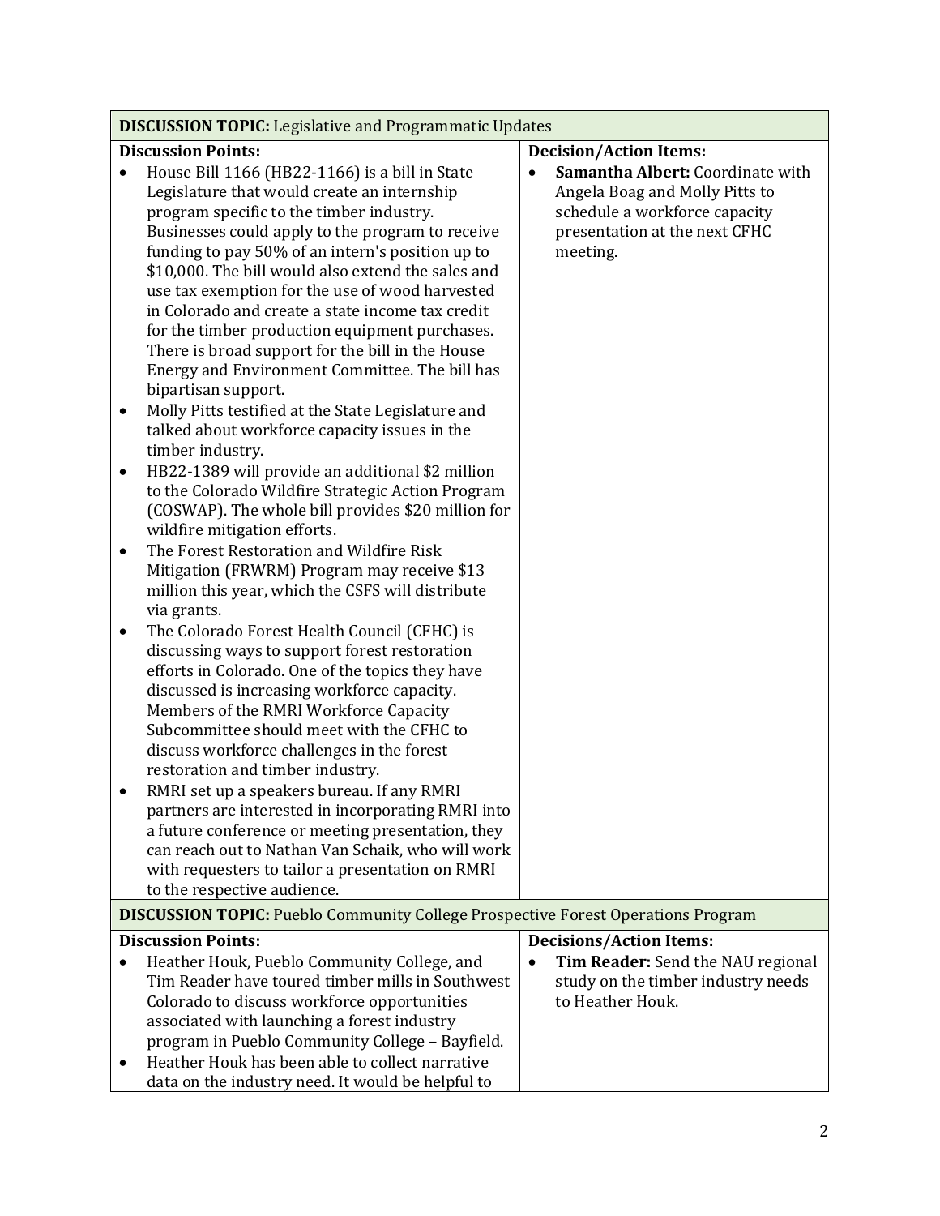| **DISCUSSION TOPIC:** Legislative and Programmatic Updates | |
|---|---|
| **Discussion Points:**<br>• House Bill 1166 (HB22-1166) is a bill in State Legislature that would create an internship program specific to the timber industry. Businesses could apply to the program to receive funding to pay 50% of an intern's position up to $10,000. The bill would also extend the sales and use tax exemption for the use of wood harvested in Colorado and create a state income tax credit for the timber production equipment purchases. There is broad support for the bill in the House Energy and Environment Committee. The bill has bipartisan support.<br>• Molly Pitts testified at the State Legislature and talked about workforce capacity issues in the timber industry.<br>• HB22-1389 will provide an additional $2 million to the Colorado Wildfire Strategic Action Program (COSWAP). The whole bill provides $20 million for wildfire mitigation efforts.<br>• The Forest Restoration and Wildfire Risk Mitigation (FRWRM) Program may receive $13 million this year, which the CSFS will distribute via grants.<br>• The Colorado Forest Health Council (CFHC) is discussing ways to support forest restoration efforts in Colorado. One of the topics they have discussed is increasing workforce capacity. Members of the RMRI Workforce Capacity Subcommittee should meet with the CFHC to discuss workforce challenges in the forest restoration and timber industry.<br>• RMRI set up a speakers bureau. If any RMRI partners are interested in incorporating RMRI into a future conference or meeting presentation, they can reach out to Nathan Van Schaik, who will work with requesters to tailor a presentation on RMRI to the respective audience. | **Decision/Action Items:**<br>• **Samantha Albert:** Coordinate with Angela Boag and Molly Pitts to schedule a workforce capacity presentation at the next CFHC meeting. |
| **DISCUSSION TOPIC:** Pueblo Community College Prospective Forest Operations Program | |
| **Discussion Points:**<br>• Heather Houk, Pueblo Community College, and Tim Reader have toured timber mills in Southwest Colorado to discuss workforce opportunities associated with launching a forest industry program in Pueblo Community College – Bayfield.<br>• Heather Houk has been able to collect narrative data on the industry need. It would be helpful to | **Decisions/Action Items:**<br>• **Tim Reader:** Send the NAU regional study on the timber industry needs to Heather Houk. |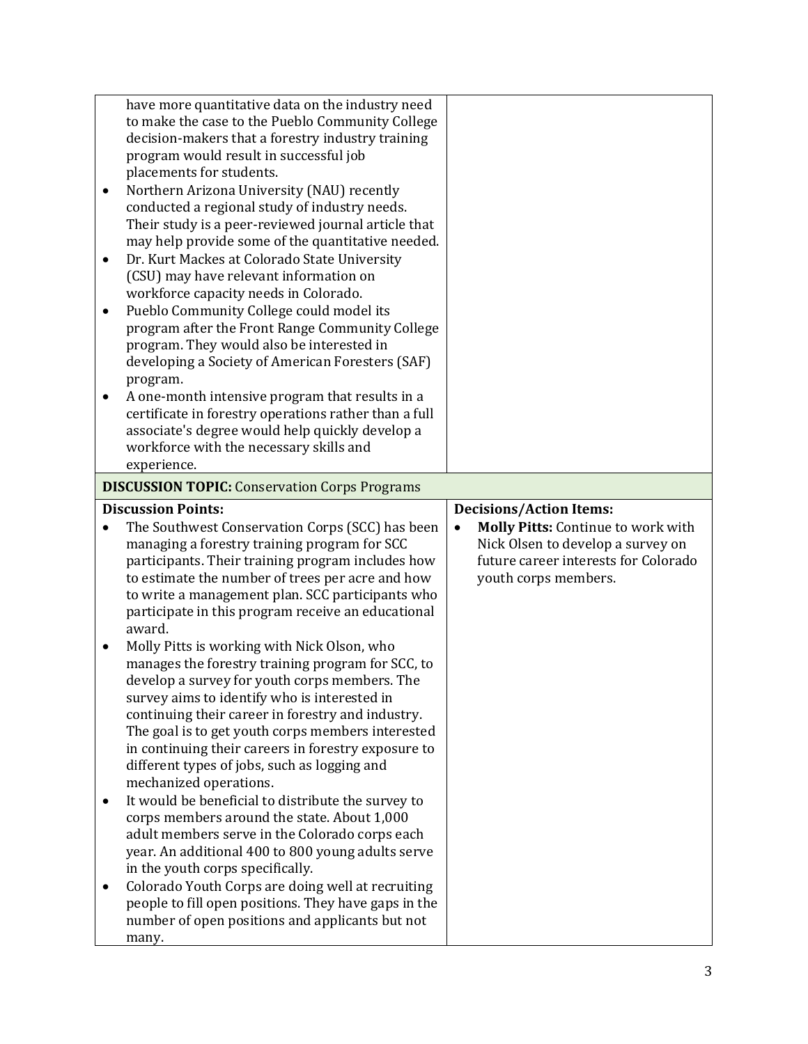| | |
|---|---|
| have more quantitative data on the industry need to make the case to the Pueblo Community College decision-makers that a forestry industry training program would result in successful job placements for students.<br>• Northern Arizona University (NAU) recently conducted a regional study of industry needs. Their study is a peer-reviewed journal article that may help provide some of the quantitative needed.<br>• Dr. Kurt Mackes at Colorado State University (CSU) may have relevant information on workforce capacity needs in Colorado.<br>• Pueblo Community College could model its program after the Front Range Community College program. They would also be interested in developing a Society of American Foresters (SAF) program.<br>• A one-month intensive program that results in a certificate in forestry operations rather than a full associate's degree would help quickly develop a workforce with the necessary skills and experience. | |
| **DISCUSSION TOPIC:** Conservation Corps Programs | |
| **Discussion Points:**<br>• The Southwest Conservation Corps (SCC) has been managing a forestry training program for SCC participants. Their training program includes how to estimate the number of trees per acre and how to write a management plan. SCC participants who participate in this program receive an educational award.<br>• Molly Pitts is working with Nick Olson, who manages the forestry training program for SCC, to develop a survey for youth corps members. The survey aims to identify who is interested in continuing their career in forestry and industry. The goal is to get youth corps members interested in continuing their careers in forestry exposure to different types of jobs, such as logging and mechanized operations.<br>• It would be beneficial to distribute the survey to corps members around the state. About 1,000 adult members serve in the Colorado corps each year. An additional 400 to 800 young adults serve in the youth corps specifically.<br>• Colorado Youth Corps are doing well at recruiting people to fill open positions. They have gaps in the number of open positions and applicants but not many. | **Decisions/Action Items:**<br>• **Molly Pitts:** Continue to work with Nick Olsen to develop a survey on future career interests for Colorado youth corps members. |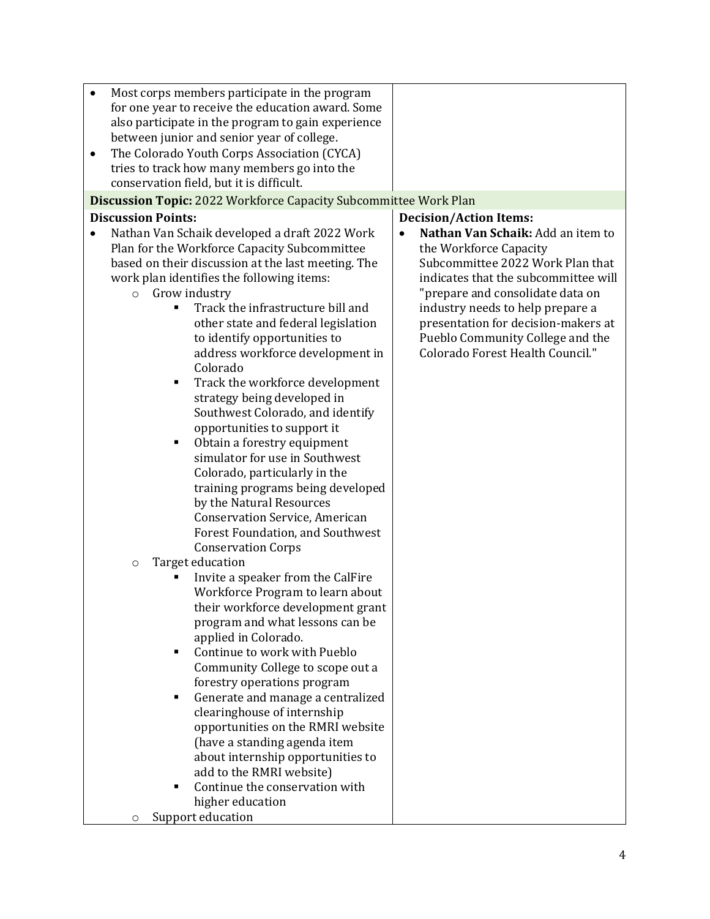- Most corps members participate in the program for one year to receive the education award. Some also participate in the program to gain experience between junior and senior year of college.
- The Colorado Youth Corps Association (CYCA) tries to track how many members go into the conservation field, but it is difficult.

**Discussion Topic:** 2022 Workforce Capacity Subcommittee Work Plan

**Discussion Points:**

- Nathan Van Schaik developed a draft 2022 Work Plan for the Workforce Capacity Subcommittee based on their discussion at the last meeting. The work plan identifies the following items:
  - Grow industry
    - Track the infrastructure bill and other state and federal legislation to identify opportunities to address workforce development in Colorado
    - Track the workforce development strategy being developed in Southwest Colorado, and identify opportunities to support it
    - Obtain a forestry equipment simulator for use in Southwest Colorado, particularly in the training programs being developed by the Natural Resources Conservation Service, American Forest Foundation, and Southwest Conservation Corps
  - Target education
    - Invite a speaker from the CalFire Workforce Program to learn about their workforce development grant program and what lessons can be applied in Colorado.
    - Continue to work with Pueblo Community College to scope out a forestry operations program
    - Generate and manage a centralized clearinghouse of internship opportunities on the RMRI website (have a standing agenda item about internship opportunities to add to the RMRI website)
    - Continue the conservation with higher education
  - Support education

**Decision/Action Items:**

- **Nathan Van Schaik:** Add an item to the Workforce Capacity Subcommittee 2022 Work Plan that indicates that the subcommittee will "prepare and consolidate data on industry needs to help prepare a presentation for decision-makers at Pueblo Community College and the Colorado Forest Health Council."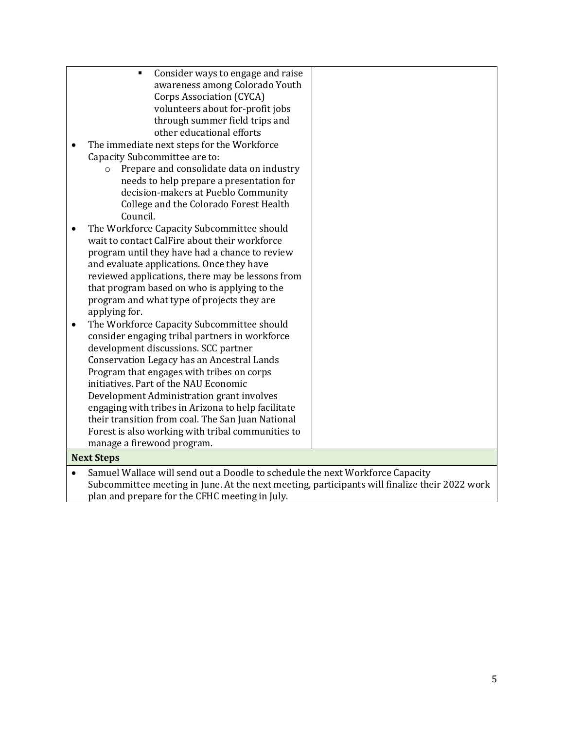| | |
|---|---|
| - Consider ways to engage and raise awareness among Colorado Youth Corps Association (CYCA) volunteers about for-profit jobs through summer field trips and other educational efforts<br>• The immediate next steps for the Workforce Capacity Subcommittee are to:<br>  ○ Prepare and consolidate data on industry needs to help prepare a presentation for decision-makers at Pueblo Community College and the Colorado Forest Health Council.<br>• The Workforce Capacity Subcommittee should wait to contact CalFire about their workforce program until they have had a chance to review and evaluate applications. Once they have reviewed applications, there may be lessons from that program based on who is applying to the program and what type of projects they are applying for.<br>• The Workforce Capacity Subcommittee should consider engaging tribal partners in workforce development discussions. SCC partner Conservation Legacy has an Ancestral Lands Program that engages with tribes on corps initiatives. Part of the NAU Economic Development Administration grant involves engaging with tribes in Arizona to help facilitate their transition from coal. The San Juan National Forest is also working with tribal communities to manage a firewood program. | |
| **Next Steps** | |
| • Samuel Wallace will send out a Doodle to schedule the next Workforce Capacity Subcommittee meeting in June. At the next meeting, participants will finalize their 2022 work plan and prepare for the CFHC meeting in July. | |